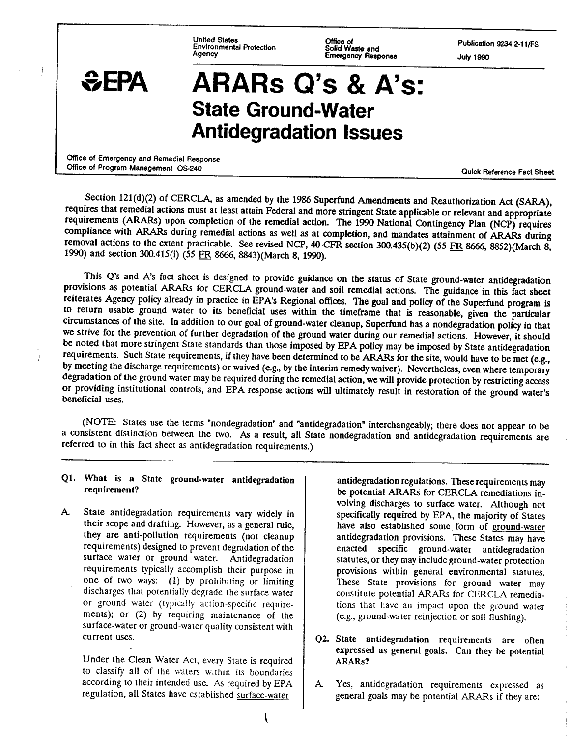United States Environmental Protection Agency

Office of Solid Waste and Emergency Response

Publication 9234.2-11/FS
July 1990

EPA

# ARARs Q's & A's: State Ground-Water Antidegradation Issues

Office of Emergency and Remedial Response
Office of Program Management OS-240

Quick Reference Fact Sheet

Section 121(d)(2) of CERCLA, as amended by the 1986 Superfund Amendments and Reauthorization Act (SARA), requires that remedial actions must at least attain Federal and more stringent State applicable or relevant and appropriate requirements (ARARs) upon completion of the remedial action. The 1990 National Contingency Plan (NCP) requires compliance with ARARs during remedial actions as well as at completion, and mandates attainment of ARARs during removal actions to the extent practicable. See revised NCP, 40 CFR section 300.435(b)(2) (55 FR 8666, 8852)(March 8, 1990) and section 300.415(i) (55 FR 8666, 8843)(March 8, 1990).

This Q's and A's fact sheet is designed to provide guidance on the status of State ground-water antidegradation provisions as potential ARARs for CERCLA ground-water and soil remedial actions. The guidance in this fact sheet reiterates Agency policy already in practice in EPA's Regional offices. The goal and policy of the Superfund program is to return usable ground water to its beneficial uses within the timeframe that is reasonable, given the particular circumstances of the site. In addition to our goal of ground-water cleanup, Superfund has a nondegradation policy in that we strive for the prevention of further degradation of the ground water during our remedial actions. However, it should be noted that more stringent State standards than those imposed by EPA policy may be imposed by State antidegradation requirements. Such State requirements, if they have been determined to be ARARs for the site, would have to be met (e.g., by meeting the discharge requirements) or waived (e.g., by the interim remedy waiver). Nevertheless, even where temporary degradation of the ground water may be required during the remedial action, we will provide protection by restricting access or providing institutional controls, and EPA response actions will ultimately result in restoration of the ground water's beneficial uses.

(NOTE: States use the terms "nondegradation" and "antidegradation" interchangeably; there does not appear to be a consistent distinction between the two. As a result, all State nondegradation and antidegradation requirements are referred to in this fact sheet as antidegradation requirements.)

**Q1. What is a State ground-water antidegradation requirement?**

A. State antidegradation requirements vary widely in their scope and drafting. However, as a general rule, they are anti-pollution requirements (not cleanup requirements) designed to prevent degradation of the surface water or ground water. Antidegradation requirements typically accomplish their purpose in one of two ways: (1) by prohibiting or limiting discharges that potentially degrade the surface water or ground water (typically action-specific requirements); or (2) by requiring maintenance of the surface-water or ground-water quality consistent with current uses.

Under the Clean Water Act, every State is required to classify all of the waters within its boundaries according to their intended use. As required by EPA regulation, all States have established surface-water antidegradation regulations. These requirements may be potential ARARs for CERCLA remediations involving discharges to surface water. Although not specifically required by EPA, the majority of States have also established some form of ground-water antidegradation provisions. These States may have enacted specific ground-water antidegradation statutes, or they may include ground-water protection provisions within general environmental statutes. These State provisions for ground water may constitute potential ARARs for CERCLA remediations that have an impact upon the ground water (e.g., ground-water reinjection or soil flushing).

**Q2. State antidegradation requirements are often expressed as general goals. Can they be potential ARARs?**

A. Yes, antidegradation requirements expressed as general goals may be potential ARARs if they are: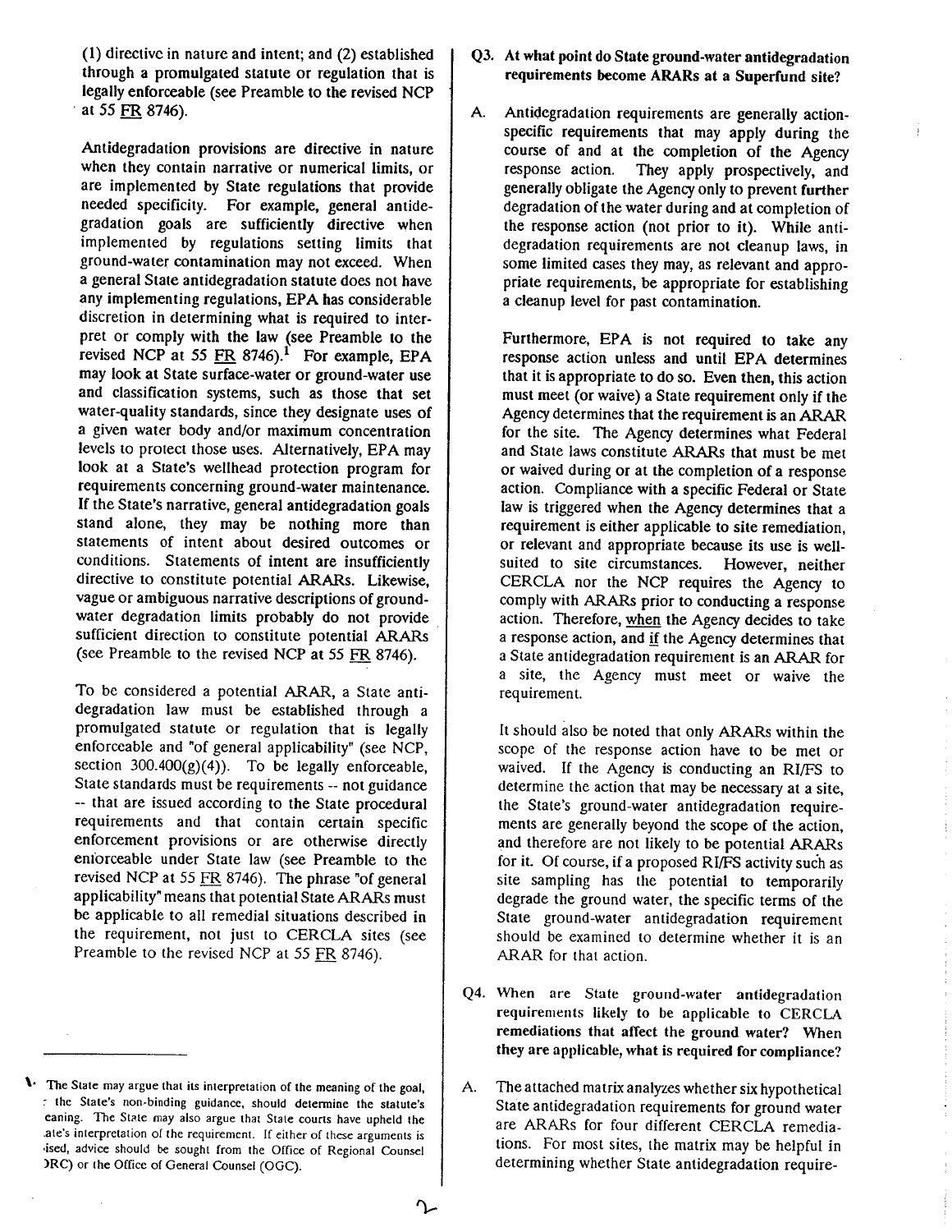(1) directive in nature and intent; and (2) established through a promulgated statute or regulation that is legally enforceable (see Preamble to the revised NCP at 55 FR 8746).

Antidegradation provisions are directive in nature when they contain narrative or numerical limits, or are implemented by State regulations that provide needed specificity. For example, general antidegradation goals are sufficiently directive when implemented by regulations setting limits that ground-water contamination may not exceed. When a general State antidegradation statute does not have any implementing regulations, EPA has considerable discretion in determining what is required to interpret or comply with the law (see Preamble to the revised NCP at 55 FR 8746).[1] For example, EPA may look at State surface-water or ground-water use and classification systems, such as those that set water-quality standards, since they designate uses of a given water body and/or maximum concentration levels to protect those uses. Alternatively, EPA may look at a State's wellhead protection program for requirements concerning ground-water maintenance. If the State's narrative, general antidegradation goals stand alone, they may be nothing more than statements of intent about desired outcomes or conditions. Statements of intent are insufficiently directive to constitute potential ARARs. Likewise, vague or ambiguous narrative descriptions of ground-water degradation limits probably do not provide sufficient direction to constitute potential ARARs (see Preamble to the revised NCP at 55 FR 8746).

To be considered a potential ARAR, a State antidegradation law must be established through a promulgated statute or regulation that is legally enforceable and "of general applicability" (see NCP, section 300.400(g)(4)). To be legally enforceable, State standards must be requirements -- not guidance -- that are issued according to the State procedural requirements and that contain certain specific enforcement provisions or are otherwise directly enforceable under State law (see Preamble to the revised NCP at 55 FR 8746). The phrase "of general applicability" means that potential State ARARs must be applicable to all remedial situations described in the requirement, not just to CERCLA sites (see Preamble to the revised NCP at 55 FR 8746).

**Q3. At what point do State ground-water antidegradation requirements become ARARs at a Superfund site?**

A. Antidegradation requirements are generally action-specific requirements that may apply during the course of and at the completion of the Agency response action. They apply prospectively, and generally obligate the Agency only to prevent **further** degradation of the water during and at completion of the response action (not prior to it). While antidegradation requirements are not cleanup laws, in some limited cases they may, as relevant and appropriate requirements, be appropriate for establishing a cleanup level for past contamination.

**Furthermore, EPA is not required to take any response action unless and until EPA determines that it is appropriate to do so. Even then, this action must meet (or waive) a State requirement only if the Agency determines that the requirement is an ARAR for the site. The Agency determines what Federal and State laws constitute ARARs that must be met or waived during or at the completion of a response action. Compliance with a specific Federal or State law is triggered when the Agency determines that a requirement is either applicable to site remediation, or relevant and appropriate because its use is well-suited to site circumstances. However, neither CERCLA nor the NCP requires the Agency to comply with ARARs prior to conducting a response action. Therefore, when the Agency decides to take a response action, and if the Agency determines that a State antidegradation requirement is an ARAR for a site, the Agency must meet or waive the requirement.**

It should also be noted that only ARARs within the scope of the response action have to be met or waived. If the Agency is conducting an RI/FS to determine the action that may be necessary at a site, the State's ground-water antidegradation requirements are generally beyond the scope of the action, and therefore are not likely to be potential ARARs for it. Of course, if a proposed RI/FS activity such as site sampling has the potential to temporarily degrade the ground water, the specific terms of the State ground-water antidegradation requirement should be examined to determine whether it is an ARAR for that action.

**Q4. When are State ground-water antidegradation requirements likely to be applicable to CERCLA remediations that affect the ground water? When they are applicable, what is required for compliance?**

A. The attached matrix analyzes whether six hypothetical State antidegradation requirements for ground water are ARARs for four different CERCLA remediations. For most sites, the matrix may be helpful in determining whether State antidegradation require-

---

[1] The State may argue that its interpretation of the meaning of the goal, or the State's non-binding guidance, should determine the statute's meaning. The State may also argue that State courts have upheld the State's interpretation of the requirement. If either of these arguments is raised, advice should be sought from the Office of Regional Counsel (ORC) or the Office of General Counsel (OGC).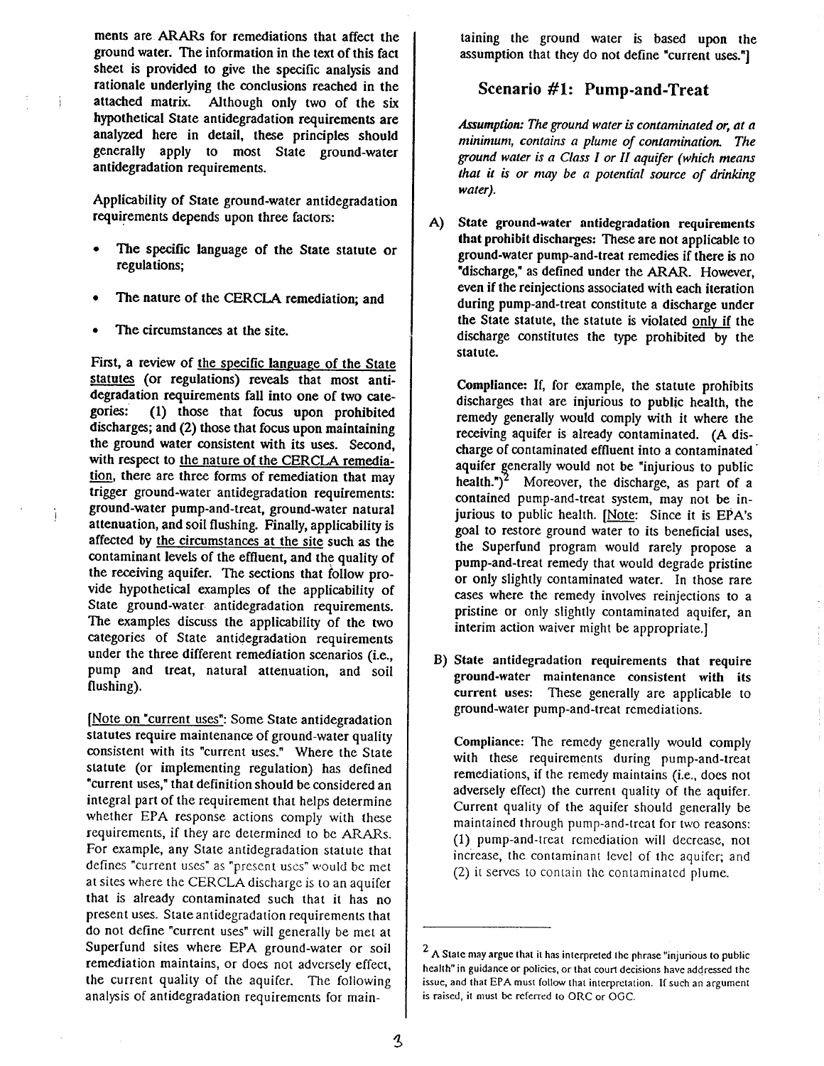ments are ARARs for remediations that affect the ground water. The information in the text of this fact sheet is provided to give the specific analysis and rationale underlying the conclusions reached in the attached matrix. Although only two of the six hypothetical State antidegradation requirements are analyzed here in detail, these principles should generally apply to most State ground-water antidegradation requirements.

Applicability of State ground-water antidegradation requirements depends upon three factors:

- The specific language of the State statute or regulations;
- The nature of the CERCLA remediation; and
- The circumstances at the site.

First, a review of the specific language of the State statutes (or regulations) reveals that most antidegradation requirements fall into one of two categories: (1) those that focus upon prohibited discharges; and (2) those that focus upon maintaining the ground water consistent with its uses. Second, with respect to the nature of the CERCLA remediation, there are three forms of remediation that may trigger ground-water antidegradation requirements: ground-water pump-and-treat, ground-water natural attenuation, and soil flushing. Finally, applicability is affected by the circumstances at the site such as the contaminant levels of the effluent, and the quality of the receiving aquifer. The sections that follow provide hypothetical examples of the applicability of State ground-water antidegradation requirements. The examples discuss the applicability of the two categories of State antidegradation requirements under the three different remediation scenarios (i.e., pump and treat, natural attenuation, and soil flushing).

[Note on "current uses": Some State antidegradation statutes require maintenance of ground-water quality consistent with its "current uses." Where the State statute (or implementing regulation) has defined "current uses," that definition should be considered an integral part of the requirement that helps determine whether EPA response actions comply with these requirements, if they are determined to be ARARs. For example, any State antidegradation statute that defines "current uses" as "present uses" would be met at sites where the CERCLA discharge is to an aquifer that is already contaminated such that it has no present uses. State antidegradation requirements that do not define "current uses" will generally be met at Superfund sites where EPA ground-water or soil remediation maintains, or does not adversely effect, the current quality of the aquifer. The following analysis of antidegradation requirements for maintaining the ground water is based upon the assumption that they do not define "current uses."]

## Scenario #1: Pump-and-Treat

*Assumption: The ground water is contaminated or, at a minimum, contains a plume of contamination. The ground water is a Class I or II aquifer (which means that it is or may be a potential source of drinking water).*

A) **State ground-water antidegradation requirements that prohibit discharges:** These are not applicable to ground-water pump-and-treat remedies if there is no "discharge," as defined under the ARAR. However, even if the reinjections associated with each iteration during pump-and-treat constitute a discharge under the State statute, the statute is violated only if the discharge constitutes the type prohibited by the statute.

   **Compliance:** If, for example, the statute prohibits discharges that are injurious to public health, the remedy generally would comply with it where the receiving aquifer is already contaminated. (A discharge of contaminated effluent into a contaminated aquifer generally would not be "injurious to public health.")[2] Moreover, the discharge, as part of a contained pump-and-treat system, may not be injurious to public health. [Note: Since it is EPA's goal to restore ground water to its beneficial uses, the Superfund program would rarely propose a pump-and-treat remedy that would degrade pristine or only slightly contaminated water. In those rare cases where the remedy involves reinjections to a pristine or only slightly contaminated aquifer, an interim action waiver might be appropriate.]

B) **State antidegradation requirements that require ground-water maintenance consistent with its current uses:** These generally are applicable to ground-water pump-and-treat remediations.

   **Compliance:** The remedy generally would comply with these requirements during pump-and-treat remediations, if the remedy maintains (i.e., does not adversely effect) the current quality of the aquifer. Current quality of the aquifer should generally be maintained through pump-and-treat for two reasons: (1) pump-and-treat remediation will decrease, not increase, the contaminant level of the aquifer; and (2) it serves to contain the contaminated plume.

---

[2] A State may argue that it has interpreted the phrase "injurious to public health" in guidance or policies, or that court decisions have addressed the issue, and that EPA must follow that interpretation. If such an argument is raised, it must be referred to ORC or OGC.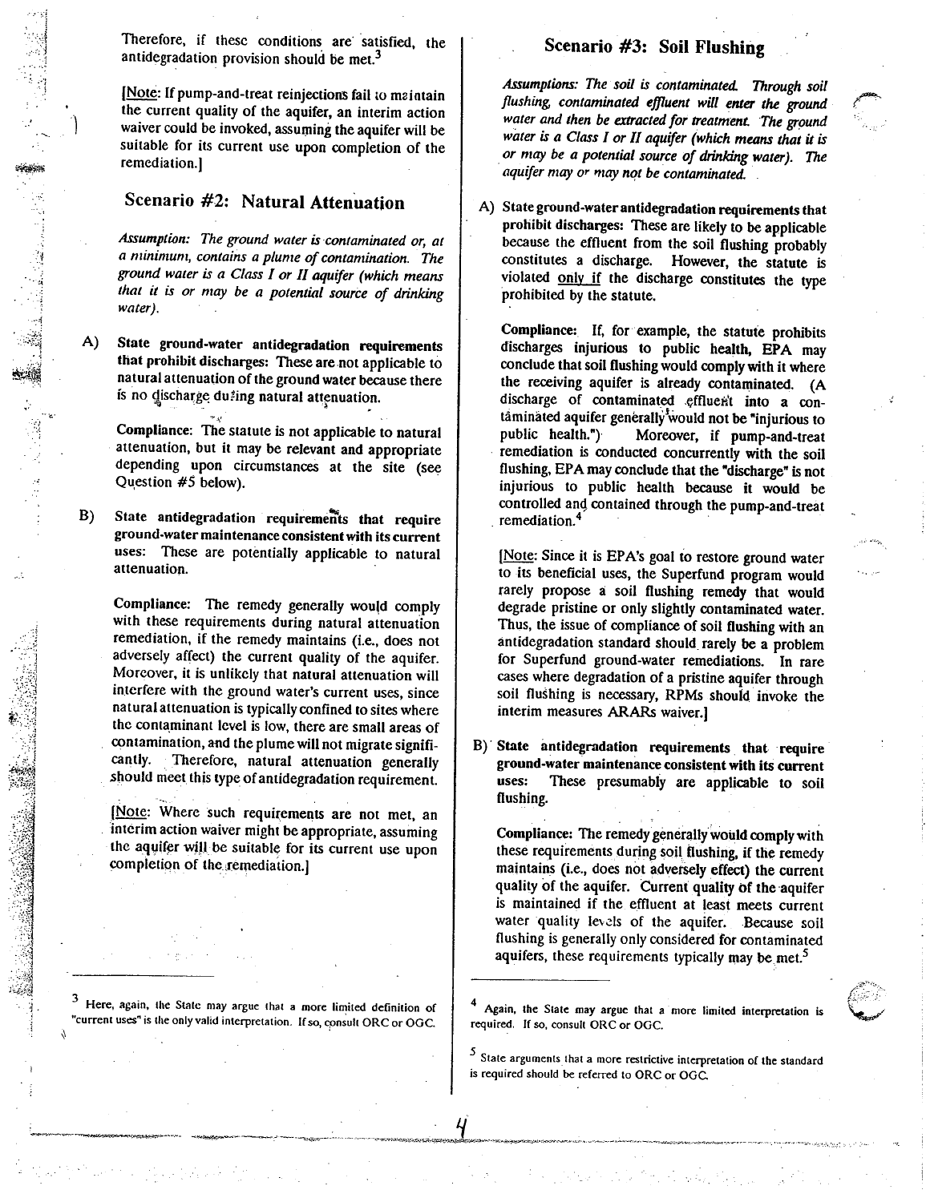Therefore, if these conditions are satisfied, the antidegradation provision should be met.[3]

[Note: If pump-and-treat reinjections fail to maintain the current quality of the aquifer, an interim action waiver could be invoked, assuming the aquifer will be suitable for its current use upon completion of the remediation.]

## Scenario #2: Natural Attenuation

*Assumption: The ground water is contaminated or, at a minimum, contains a plume of contamination. The ground water is a Class I or II aquifer (which means that it is or may be a potential source of drinking water).*

A) **State ground-water antidegradation requirements that prohibit discharges:** These are not applicable to natural attenuation of the ground water because there is no discharge during natural attenuation.

**Compliance:** The statute is not applicable to natural attenuation, but it may be relevant and appropriate depending upon circumstances at the site (see Question #5 below).

B) **State antidegradation requirements that require ground-water maintenance consistent with its current uses:** These are potentially applicable to natural attenuation.

**Compliance:** The remedy generally would comply with these requirements during natural attenuation remediation, if the remedy maintains (i.e., does not adversely affect) the current quality of the aquifer. Moreover, it is unlikely that natural attenuation will interfere with the ground water's current uses, since natural attenuation is typically confined to sites where the contaminant level is low, there are small areas of contamination, and the plume will not migrate significantly. Therefore, natural attenuation generally should meet this type of antidegradation requirement.

[Note: Where such requirements are not met, an interim action waiver might be appropriate, assuming the aquifer will be suitable for its current use upon completion of the remediation.]

## Scenario #3: Soil Flushing

*Assumptions: The soil is contaminated. Through soil flushing, contaminated effluent will enter the ground water and then be extracted for treatment. The ground water is a Class I or II aquifer (which means that it is or may be a potential source of drinking water). The aquifer may or may not be contaminated.*

A) **State ground-water antidegradation requirements that prohibit discharges:** These are likely to be applicable because the effluent from the soil flushing probably constitutes a discharge. However, the statute is violated only if the discharge constitutes the type prohibited by the statute.

**Compliance:** If, for example, the statute prohibits discharges injurious to public health, EPA may conclude that soil flushing would comply with it where the receiving aquifer is already contaminated. (A discharge of contaminated effluent into a contaminated aquifer generally would not be "injurious to public health.") Moreover, if pump-and-treat remediation is conducted concurrently with the soil flushing, EPA may conclude that the "discharge" is not injurious to public health because it would be controlled and contained through the pump-and-treat remediation.[4]

[Note: Since it is EPA's goal to restore ground water to its beneficial uses, the Superfund program would rarely propose a soil flushing remedy that would degrade pristine or only slightly contaminated water. Thus, the issue of compliance of soil flushing with an antidegradation standard should rarely be a problem for Superfund ground-water remediations. In rare cases where degradation of a pristine aquifer through soil flushing is necessary, RPMs should invoke the interim measures ARARs waiver.]

B) **State antidegradation requirements that require ground-water maintenance consistent with its current uses:** These presumably are applicable to soil flushing.

**Compliance:** The remedy generally would comply with these requirements during soil flushing, if the remedy maintains (i.e., does not adversely effect) the current quality of the aquifer. Current quality of the aquifer is maintained if the effluent at least meets current water quality levels of the aquifer. Because soil flushing is generally only considered for contaminated aquifers, these requirements typically may be met.[5]

---

[3] Here, again, the State may argue that a more limited definition of "current uses" is the only valid interpretation. If so, consult ORC or OGC.

[4] Again, the State may argue that a more limited interpretation is required. If so, consult ORC or OGC.

[5] State arguments that a more restrictive interpretation of the standard is required should be referred to ORC or OGC.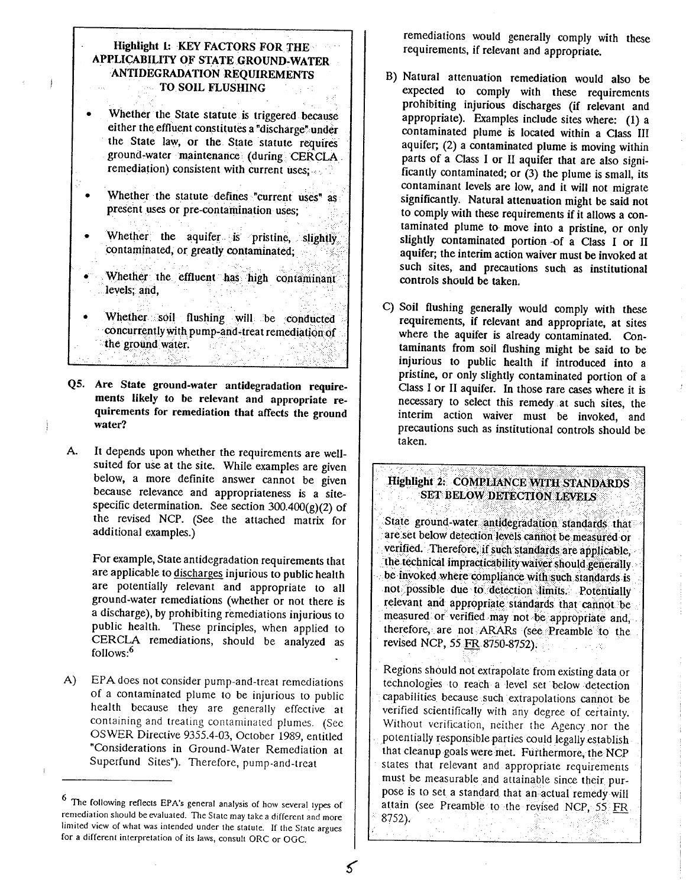**Highlight 1: KEY FACTORS FOR THE APPLICABILITY OF STATE GROUND-WATER ANTIDEGRADATION REQUIREMENTS TO SOIL FLUSHING**

- Whether the State statute is triggered because either the effluent constitutes a "discharge" under the State law, or the State statute requires ground-water maintenance (during CERCLA remediation) consistent with current uses;
- Whether the statute defines "current uses" as present uses or pre-contamination uses;
- Whether the aquifer is pristine, slightly contaminated, or greatly contaminated;
- Whether the effluent has high contaminant levels; and,
- Whether soil flushing will be conducted concurrently with pump-and-treat remediation of the ground water.

**Q5. Are State ground-water antidegradation requirements likely to be relevant and appropriate requirements for remediation that affects the ground water?**

A. It depends upon whether the requirements are well-suited for use at the site. While examples are given below, a more definite answer cannot be given because relevance and appropriateness is a site-specific determination. See section 300.400(g)(2) of the revised NCP. (See the attached matrix for additional examples.)

For example, State antidegradation requirements that are applicable to discharges injurious to public health are potentially relevant and appropriate to all ground-water remediations (whether or not there is a discharge), by prohibiting remediations injurious to public health. These principles, when applied to CERCLA remediations, should be analyzed as follows:[6]

A) EPA does not consider pump-and-treat remediations of a contaminated plume to be injurious to public health because they are generally effective at containing and treating contaminated plumes. (See OSWER Directive 9355.4-03, October 1989, entitled "Considerations in Ground-Water Remediation at Superfund Sites"). Therefore, pump-and-treat remediations would generally comply with these requirements, if relevant and appropriate.

B) Natural attenuation remediation would also be expected to comply with these requirements prohibiting injurious discharges (if relevant and appropriate). Examples include sites where: (1) a contaminated plume is located within a Class III aquifer; (2) a contaminated plume is moving within parts of a Class I or II aquifer that are also significantly contaminated; or (3) the plume is small, its contaminant levels are low, and it will not migrate significantly. Natural attenuation might be said not to comply with these requirements if it allows a contaminated plume to move into a pristine, or only slightly contaminated portion of a Class I or II aquifer; the interim action waiver must be invoked at such sites, and precautions such as institutional controls should be taken.

C) Soil flushing generally would comply with these requirements, if relevant and appropriate, at sites where the aquifer is already contaminated. Contaminants from soil flushing might be said to be injurious to public health if introduced into a pristine, or only slightly contaminated portion of a Class I or II aquifer. In those rare cases where it is necessary to select this remedy at such sites, the interim action waiver must be invoked, and precautions such as institutional controls should be taken.

**Highlight 2: COMPLIANCE WITH STANDARDS SET BELOW DETECTION LEVELS**

State ground-water antidegradation standards that are set below detection levels cannot be measured or verified. Therefore, if such standards are applicable, the technical impracticability waiver should generally be invoked where compliance with such standards is not possible due to detection limits. Potentially relevant and appropriate standards that cannot be measured or verified may not be appropriate and, therefore, are not ARARs (see Preamble to the revised NCP, 55 FR 8750-8752).

Regions should not extrapolate from existing data or technologies to reach a level set below detection capabilities because such extrapolations cannot be verified scientifically with any degree of certainty. Without verification, neither the Agency nor the potentially responsible parties could legally establish that cleanup goals were met. Furthermore, the NCP states that relevant and appropriate requirements must be measurable and attainable since their purpose is to set a standard that an actual remedy will attain (see Preamble to the revised NCP, 55 FR 8752).

---

[6] The following reflects EPA's general analysis of how several types of remediation should be evaluated. The State may take a different and more limited view of what was intended under the statute. If the State argues for a different interpretation of its laws, consult ORC or OGC.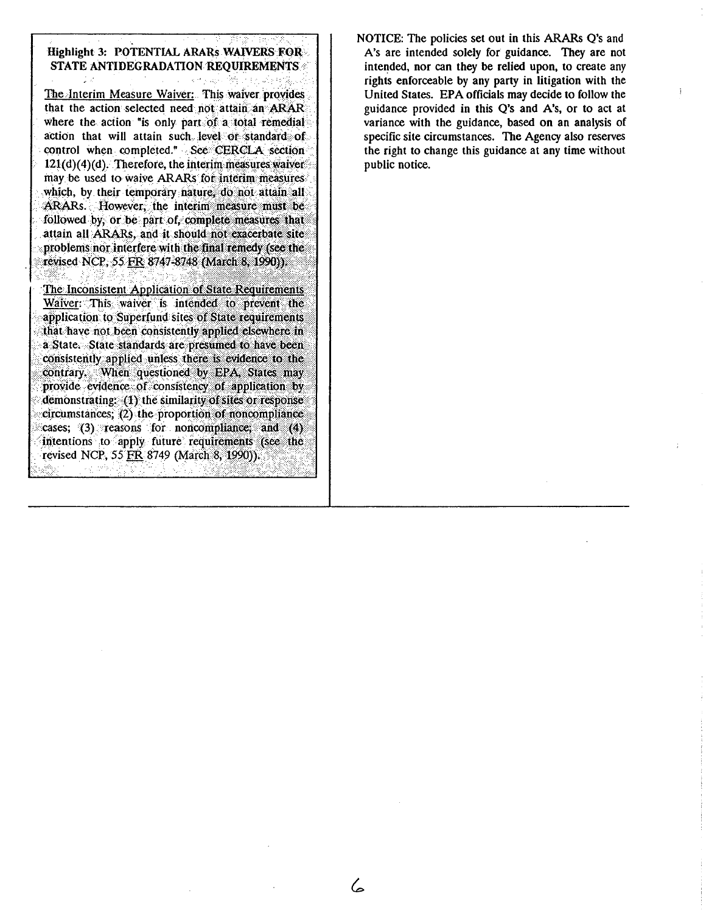**Highlight 3: POTENTIAL ARARs WAIVERS FOR STATE ANTIDEGRADATION REQUIREMENTS**

The Interim Measure Waiver: This waiver provides that the action selected need not attain an ARAR where the action "is only part of a total remedial action that will attain such level or standard of control when completed." See CERCLA section 121(d)(4)(d). Therefore, the interim measures waiver may be used to waive ARARs for interim measures which, by their temporary nature, do not attain all ARARs. However, the interim measure must be followed by, or be part of, complete measures that attain all ARARs, and it should not exacerbate site problems nor interfere with the final remedy (see the revised NCP, 55 FR 8747-8748 (March 8, 1990)).

The Inconsistent Application of State Requirements Waiver: This waiver is intended to prevent the application to Superfund sites of State requirements that have not been consistently applied elsewhere in a State. State standards are presumed to have been consistently applied unless there is evidence to the contrary. When questioned by EPA, States may provide evidence of consistency of application by demonstrating: (1) the similarity of sites or response circumstances; (2) the proportion of noncompliance cases; (3) reasons for noncompliance; and (4) intentions to apply future requirements (see the revised NCP, 55 FR 8749 (March 8, 1990)).

NOTICE: The policies set out in this ARARs Q's and A's are intended solely for guidance. They are not intended, nor can they be relied upon, to create any rights enforceable by any party in litigation with the United States. EPA officials may decide to follow the guidance provided in this Q's and A's, or to act at variance with the guidance, based on an analysis of specific site circumstances. The Agency also reserves the right to change this guidance at any time without public notice.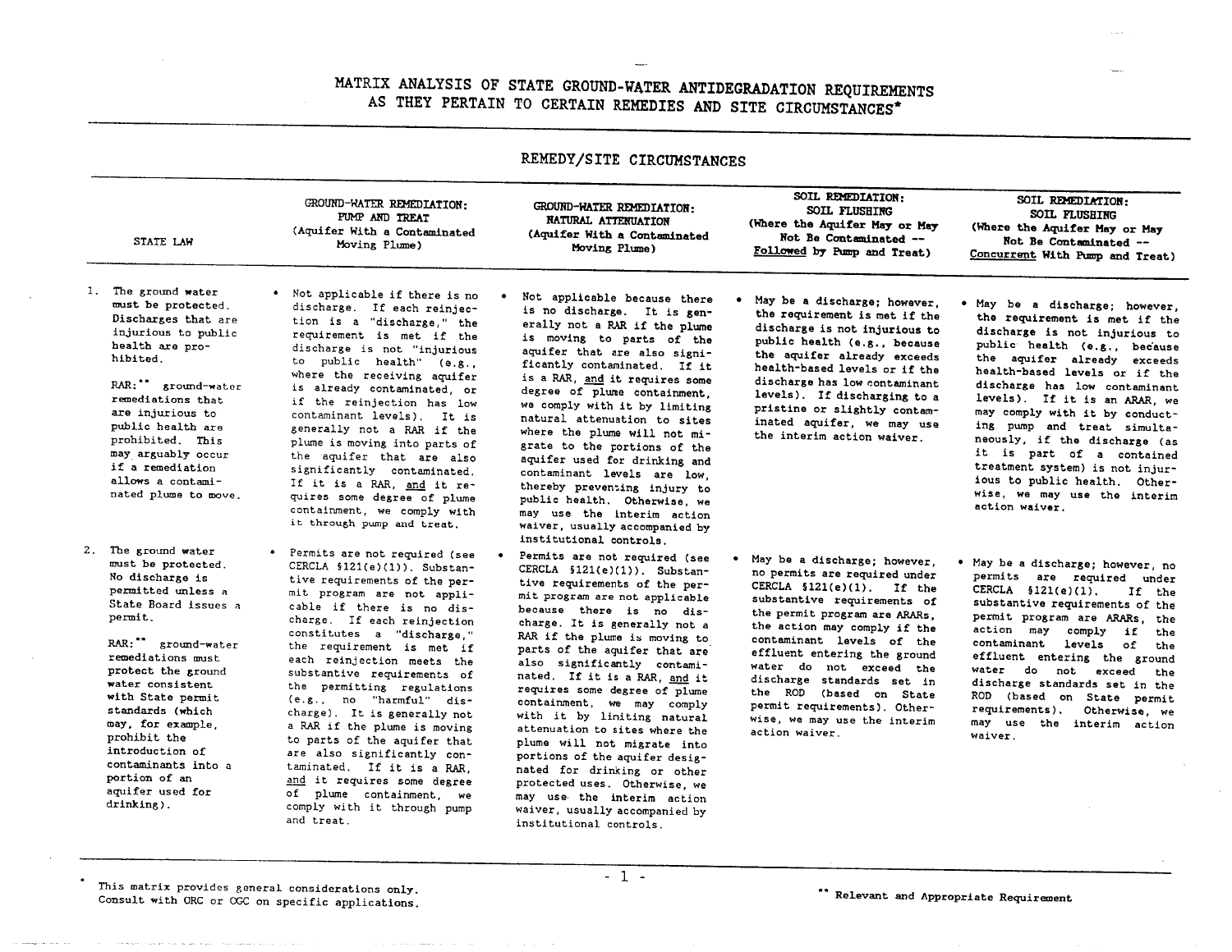# MATRIX ANALYSIS OF STATE GROUND-WATER ANTIDEGRADATION REQUIREMENTS AS THEY PERTAIN TO CERTAIN REMEDIES AND SITE CIRCUMSTANCES*

## REMEDY/SITE CIRCUMSTANCES

| STATE LAW | GROUND-WATER REMEDIATION: PUMP AND TREAT (Aquifer With a Contaminated Moving Plume) | GROUND-WATER REMEDIATION: NATURAL ATTENUATION (Aquifer With a Contaminated Moving Plume) | SOIL REMEDIATION: SOIL FLUSHING (Where the Aquifer May or May Not Be Contaminated -- Followed by Pump and Treat) | SOIL REMEDIATION: SOIL FLUSHING (Where the Aquifer May or May Not Be Contaminated -- Concurrent With Pump and Treat) |
|---|---|---|---|---|
| 1. The ground water must be protected. Discharges that are injurious to public health are prohibited.<br><br>RAR:** ground-water remediations that are injurious to public health are prohibited. This may arguably occur if a remediation allows a contaminated plume to move. | • Not applicable if there is no discharge. If each reinjection is a "discharge," the requirement is met if the discharge is not "injurious to public health" (e.g., where the receiving aquifer is already contaminated, or if the reinjection has low contaminant levels). It is generally not a RAR if the plume is moving into parts of the aquifer that are also significantly contaminated. If it is a RAR, and it requires some degree of plume containment, we comply with it through pump and treat. | • Not applicable because there is no discharge. It is generally not a RAR if the plume is moving to parts of the aquifer that are also significantly contaminated. If it is a RAR, and it requires some degree of plume containment, we comply with it by limiting natural attenuation to sites where the plume will not migrate to the portions of the aquifer used for drinking and contaminant levels are low, thereby preventing injury to public health. Otherwise, we may use the interim action waiver, usually accompanied by institutional controls. | • May be a discharge; however, the requirement is met if the discharge is not injurious to public health (e.g., because the aquifer already exceeds health-based levels or if the discharge has low contaminant levels). If discharging to a pristine or slightly contaminated aquifer, we may use the interim action waiver. | • May be a discharge; however, the requirement is met if the discharge is not injurious to public health (e.g., because the aquifer already exceeds health-based levels or if the discharge has low contaminant levels). If it is an ARAR, we may comply with it by conducting pump and treat simultaneously, if the discharge (as it is part of a contained treatment system) is not injurious to public health. Otherwise, we may use the interim action waiver. |
| 2. The ground water must be protected. No discharge is permitted unless a State Board issues a permit.<br><br>RAR:** ground-water remediations must protect the ground water consistent with State permit standards (which may, for example, prohibit the introduction of contaminants into a portion of an aquifer used for drinking). | • Permits are not required (see CERCLA §121(e)(1)). Substantive requirements of the permit program are not applicable if there is no discharge. If each reinjection constitutes a "discharge," the requirement is met if each reinjection meets the substantive requirements of the permitting regulations (e.g., no "harmful" discharge). It is generally not a RAR if the plume is moving to parts of the aquifer that are also significantly contaminated. If it is a RAR, and it requires some degree of plume containment, we comply with it through pump and treat. | • Permits are not required (see CERCLA §121(e)(1)). Substantive requirements of the permit program are not applicable because there is no discharge. It is generally not a RAR if the plume is moving to parts of the aquifer that are also significantly contaminated. If it is a RAR, and it requires some degree of plume containment, we may comply with it by limiting natural attenuation to sites where the plume will not migrate into portions of the aquifer designated for drinking or other protected uses. Otherwise, we may use the interim action waiver, usually accompanied by institutional controls. | • May be a discharge; however, no permits are required under CERCLA §121(e)(1). If the substantive requirements of the permit program are ARARs, the action may comply if the contaminant levels of the effluent entering the ground water do not exceed the discharge standards set in the ROD (based on State permit requirements). Otherwise, we may use the interim action waiver. | • May be a discharge; however, no permits are required under CERCLA §121(e)(1). If the substantive requirements of the permit program are ARARs, the action may comply if the contaminant levels of the effluent entering the ground water do not exceed the discharge standards set in the ROD (based on State permit requirements). Otherwise, we may use the interim action waiver. |

\* This matrix provides general considerations only. Consult with ORC or OGC on specific applications.

\*\* Relevant and Appropriate Requirement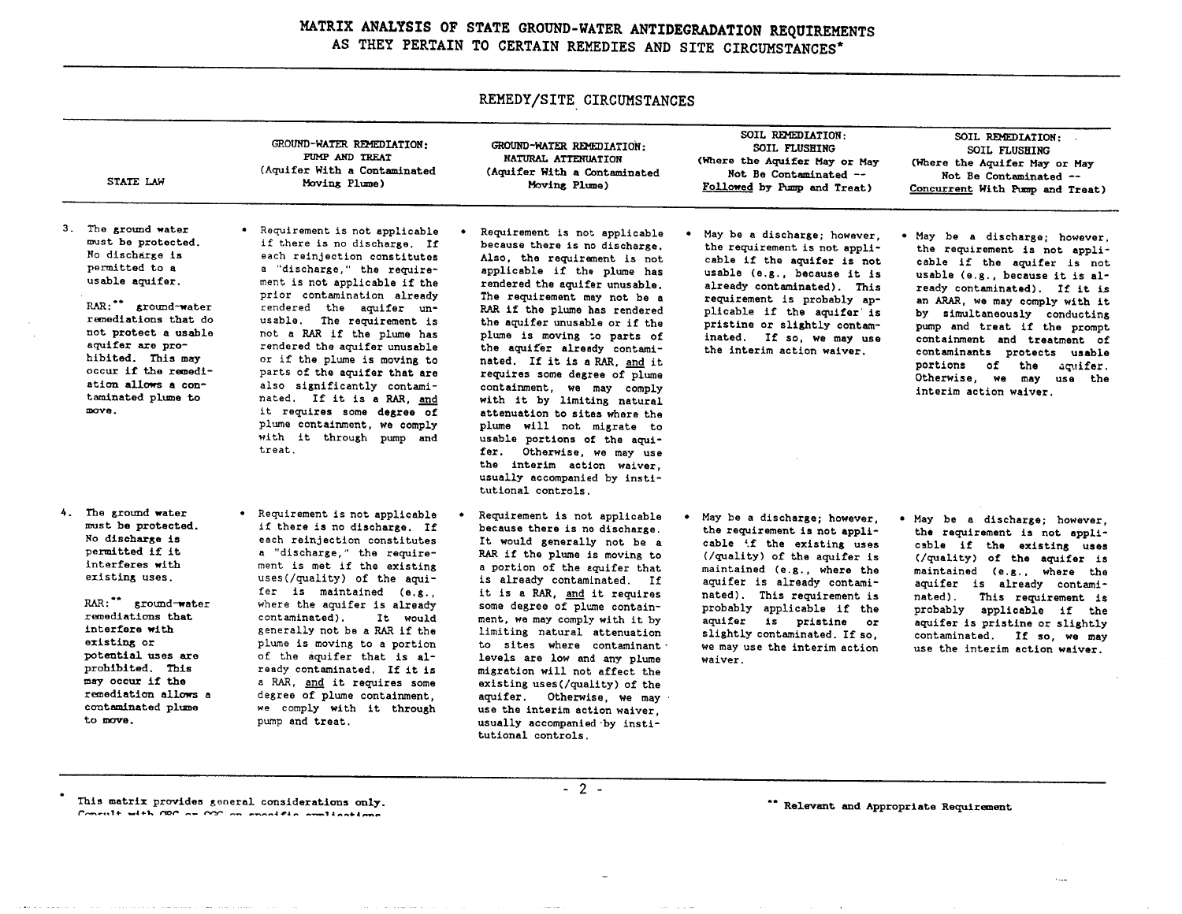# MATRIX ANALYSIS OF STATE GROUND-WATER ANTIDEGRADATION REQUIREMENTS AS THEY PERTAIN TO CERTAIN REMEDIES AND SITE CIRCUMSTANCES*

## REMEDY/SITE CIRCUMSTANCES

| STATE LAW | GROUND-WATER REMEDIATION: PUMP AND TREAT (Aquifer With a Contaminated Moving Plume) | GROUND-WATER REMEDIATION: NATURAL ATTENUATION (Aquifer With a Contaminated Moving Plume) | SOIL REMEDIATION: SOIL FLUSHING (Where the Aquifer May or May Not Be Contaminated -- Followed by Pump and Treat) | SOIL REMEDIATION: SOIL FLUSHING (Where the Aquifer May or May Not Be Contaminated -- Concurrent With Pump and Treat) |
|---|---|---|---|---|
| 3. The ground water must be protected. No discharge is permitted to a usable aquifer.<br><br>RAR:** ground-water remediations that do not protect a usable aquifer are prohibited. This may occur if the remediation allows a contaminated plume to move. | • Requirement is not applicable if there is no discharge. If each reinjection constitutes a "discharge," the requirement is not applicable if the prior contamination already rendered the aquifer unusable. The requirement is not a RAR if the plume has rendered the aquifer unusable or if the plume is moving to parts of the aquifer that are also significantly contaminated. If it is a RAR, and it requires some degree of plume containment, we comply with it through pump and treat. | • Requirement is not applicable because there is no discharge. Also, the requirement is not applicable if the plume has rendered the aquifer unusable. The requirement may not be a RAR if the plume has rendered the aquifer unusable or if the plume is moving to parts of the aquifer already contaminated. If it is a RAR, and it requires some degree of plume containment, we may comply with it by limiting natural attenuation to sites where the plume will not migrate to usable portions of the aquifer. Otherwise, we may use the interim action waiver, usually accompanied by institutional controls. | • May be a discharge; however, the requirement is not applicable if the aquifer is not usable (e.g., because it is already contaminated). This requirement is probably applicable if the aquifer is pristine or slightly contaminated. If so, we may use the interim action waiver. | • May be a discharge; however, the requirement is not applicable if the aquifer is not usable (e.g., because it is already contaminated). If it is an ARAR, we may comply with it by simultaneously conducting pump and treat if the prompt containment and treatment of contaminants protects usable portions of the aquifer. Otherwise, we may use the interim action waiver. |
| 4. The ground water must be protected. No discharge is permitted if it interferes with existing uses.<br><br>RAR:** ground-water remediations that interfere with existing or potential uses are prohibited. This may occur if the remediation allows a contaminated plume to move. | • Requirement is not applicable if there is no discharge. If each reinjection constitutes a "discharge," the requirement is met if the existing uses(/quality) of the aquifer is maintained (e.g., where the aquifer is already contaminated). It would generally not be a RAR if the plume is moving to a portion of the aquifer that is already contaminated. If it is a RAR, and it requires some degree of plume containment, we comply with it through pump and treat. | • Requirement is not applicable because there is no discharge. It would generally not be a RAR if the plume is moving to a portion of the aquifer that is already contaminated. If it is a RAR, and it requires some degree of plume containment, we may comply with it by limiting natural attenuation to sites where contaminant levels are low and any plume migration will not affect the existing uses(/quality) of the aquifer. Otherwise, we may use the interim action waiver, usually accompanied by institutional controls. | • May be a discharge; however, the requirement is not applicable if the existing uses (/quality) of the aquifer is maintained (e.g., where the aquifer is already contaminated). This requirement is probably applicable if the aquifer is pristine or slightly contaminated. If so, we may use the interim action waiver. | • May be a discharge; however, the requirement is not applicable if the existing uses (/quality) of the aquifer is maintained (e.g., where the aquifer is already contaminated). This requirement is probably applicable if the aquifer is pristine or slightly contaminated. If so, we may use the interim action waiver. |

* This matrix provides general considerations only. Consult with OGC or OGC on specific applications.

** Relevant and Appropriate Requirement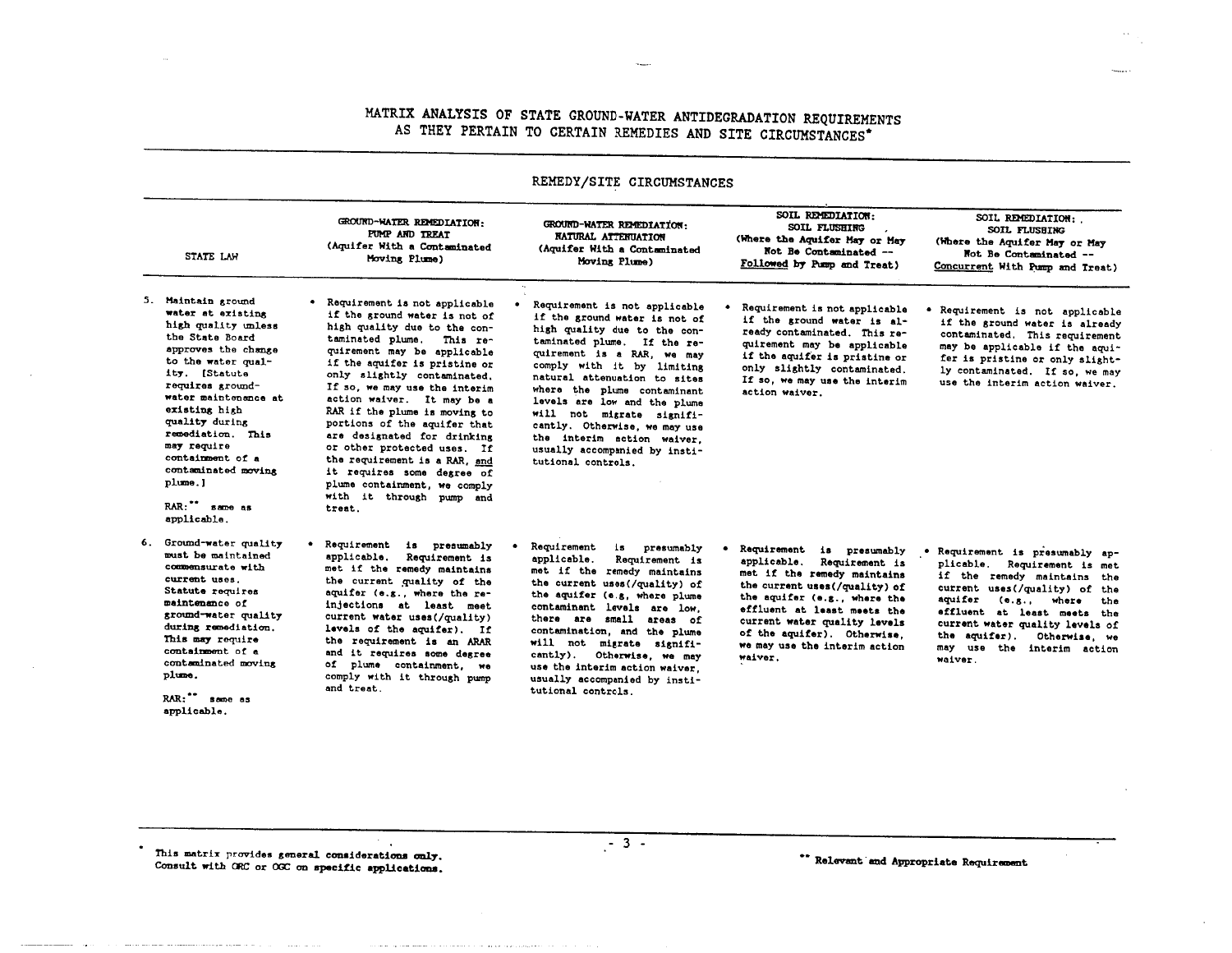# MATRIX ANALYSIS OF STATE GROUND-WATER ANTIDEGRADATION REQUIREMENTS AS THEY PERTAIN TO CERTAIN REMEDIES AND SITE CIRCUMSTANCES*

## REMEDY/SITE CIRCUMSTANCES

| STATE LAW | GROUND-WATER REMEDIATION: PUMP AND TREAT (Aquifer With a Contaminated Moving Plume) | GROUND-WATER REMEDIATION: NATURAL ATTENUATION (Aquifer With a Contaminated Moving Plume) | SOIL REMEDIATION: SOIL FLUSHING (Where the Aquifer May or May Not Be Contaminated -- Followed by Pump and Treat) | SOIL REMEDIATION: SOIL FLUSHING (Where the Aquifer May or May Not Be Contaminated -- Concurrent With Pump and Treat) |
|---|---|---|---|---|
| 5. Maintain ground water at existing high quality unless the State Board approves the change to the water quality. [Statute requires ground-water maintenance at existing high quality during remediation. This may require containment of a contaminated moving plume.] RAR:** same as applicable. | • Requirement is not applicable if the ground water is not of high quality due to the contaminated plume. This requirement may be applicable if the aquifer is pristine or only slightly contaminated. If so, we may use the interim action waiver. It may be a RAR if the plume is moving to portions of the aquifer that are designated for drinking or other protected uses. If the requirement is a RAR, and it requires some degree of plume containment, we comply with it through pump and treat. | • Requirement is not applicable if the ground water is not of high quality due to the contaminated plume. If the requirement is a RAR, we may comply with it by limiting natural attenuation to sites where the plume contaminant levels are low and the plume will not migrate significantly. Otherwise, we may use the interim action waiver, usually accompanied by institutional controls. | • Requirement is not applicable if the ground water is already contaminated. This requirement may be applicable if the aquifer is pristine or only slightly contaminated. If so, we may use the interim action waiver. | • Requirement is not applicable if the ground water is already contaminated. This requirement may be applicable if the aquifer is pristine or only slightly contaminated. If so, we may use the interim action waiver. |
| 6. Ground-water quality must be maintained commensurate with current uses. Statute requires maintenance of ground-water quality during remediation. This may require containment of a contaminated moving plume. RAR:** same as applicable. | • Requirement is presumably applicable. Requirement is met if the remedy maintains the current quality of the aquifer (e.g., where the reinjections at least meet current water uses(/quality) levels of the aquifer). If the requirement is an ARAR and it requires some degree of plume containment, we comply with it through pump and treat. | • Requirement is presumably applicable. Requirement is met if the remedy maintains the current uses(/quality) of the aquifer (e.g, where plume contaminant levels are low, there are small areas of contamination, and the plume will not migrate significantly). Otherwise, we may use the interim action waiver, usually accompanied by institutional controls. | • Requirement is presumably applicable. Requirement is met if the remedy maintains the current uses(/quality) of the aquifer (e.g., where the effluent at least meets the current water quality levels of the aquifer). Otherwise, we may use the interim action waiver. | • Requirement is presumably applicable. Requirement is met if the remedy maintains the current uses(/quality) of the aquifer (e.g., where the effluent at least meets the current water quality levels of the aquifer). Otherwise, we may use the interim action waiver. |

\* This matrix provides general considerations only. Consult with ORC or OGC on specific applications.

\*\* Relevant and Appropriate Requirement